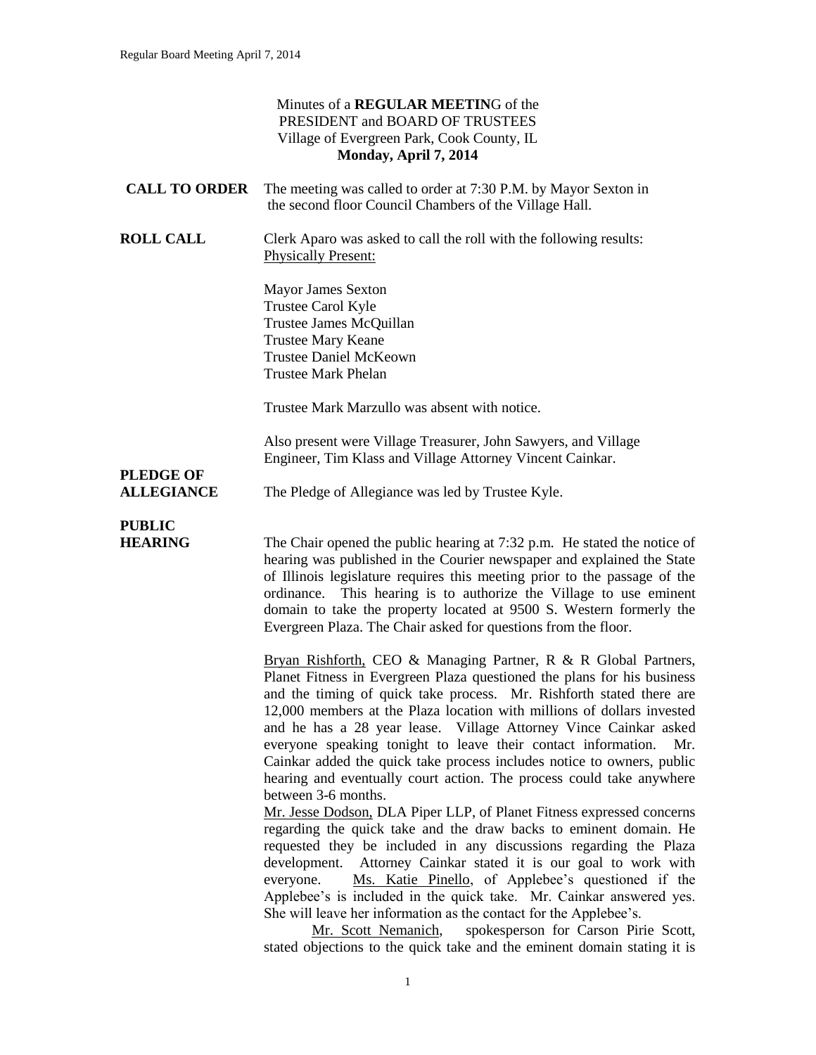Minutes of a **REGULAR MEETIN**G of the
PRESIDENT and BOARD OF TRUSTEES
Village of Evergreen Park, Cook County, IL
**Monday, April 7, 2014**

**CALL TO ORDER** The meeting was called to order at 7:30 P.M. by Mayor Sexton in the second floor Council Chambers of the Village Hall.

**ROLL CALL** Clerk Aparo was asked to call the roll with the following results:
Physically Present:

Mayor James Sexton
Trustee Carol Kyle
Trustee James McQuillan
Trustee Mary Keane
Trustee Daniel McKeown
Trustee Mark Phelan

Trustee Mark Marzullo was absent with notice.

Also present were Village Treasurer, John Sawyers, and Village Engineer, Tim Klass and Village Attorney Vincent Cainkar.

**PLEDGE OF ALLEGIANCE** The Pledge of Allegiance was led by Trustee Kyle.

**PUBLIC HEARING** The Chair opened the public hearing at 7:32 p.m. He stated the notice of hearing was published in the Courier newspaper and explained the State of Illinois legislature requires this meeting prior to the passage of the ordinance. This hearing is to authorize the Village to use eminent domain to take the property located at 9500 S. Western formerly the Evergreen Plaza. The Chair asked for questions from the floor.

Bryan Rishforth, CEO & Managing Partner, R & R Global Partners, Planet Fitness in Evergreen Plaza questioned the plans for his business and the timing of quick take process. Mr. Rishforth stated there are 12,000 members at the Plaza location with millions of dollars invested and he has a 28 year lease. Village Attorney Vince Cainkar asked everyone speaking tonight to leave their contact information. Mr. Cainkar added the quick take process includes notice to owners, public hearing and eventually court action. The process could take anywhere between 3-6 months.

Mr. Jesse Dodson, DLA Piper LLP, of Planet Fitness expressed concerns regarding the quick take and the draw backs to eminent domain. He requested they be included in any discussions regarding the Plaza development. Attorney Cainkar stated it is our goal to work with everyone. Ms. Katie Pinello, of Applebee's questioned if the Applebee's is included in the quick take. Mr. Cainkar answered yes. She will leave her information as the contact for the Applebee's.

Mr. Scott Nemanich, spokesperson for Carson Pirie Scott, stated objections to the quick take and the eminent domain stating it is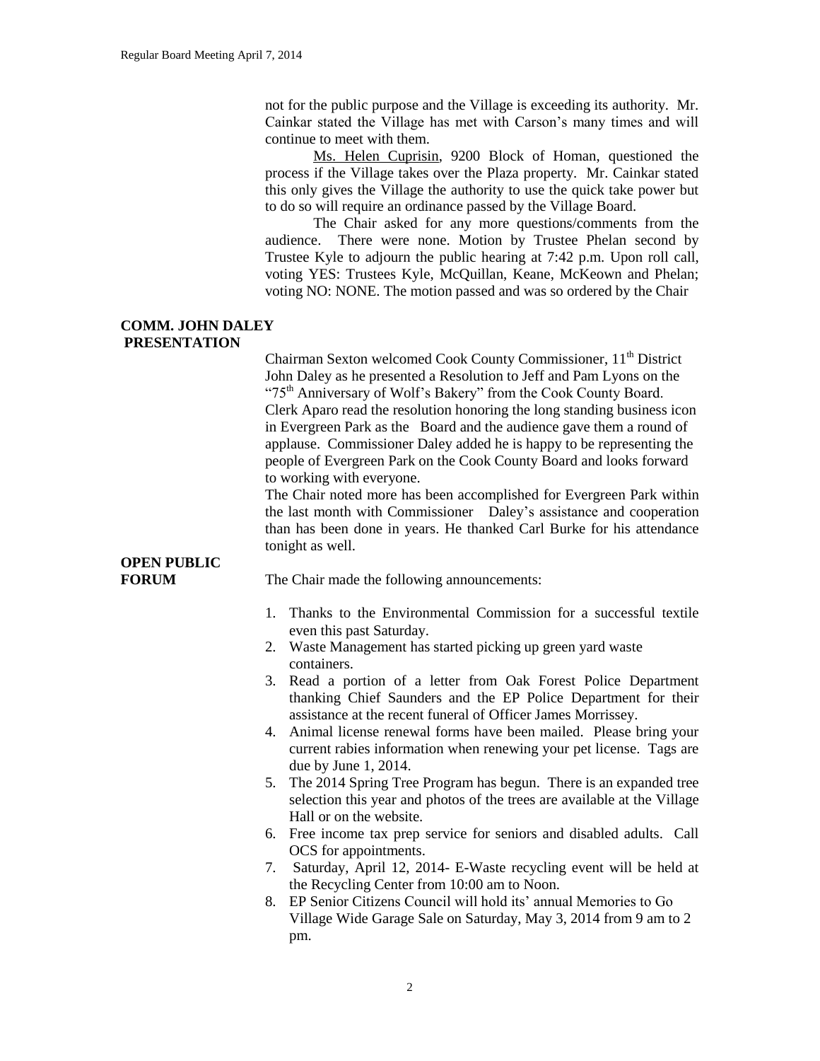not for the public purpose and the Village is exceeding its authority. Mr. Cainkar stated the Village has met with Carson's many times and will continue to meet with them.

Ms. Helen Cuprisin, 9200 Block of Homan, questioned the process if the Village takes over the Plaza property. Mr. Cainkar stated this only gives the Village the authority to use the quick take power but to do so will require an ordinance passed by the Village Board.

The Chair asked for any more questions/comments from the audience. There were none. Motion by Trustee Phelan second by Trustee Kyle to adjourn the public hearing at 7:42 p.m. Upon roll call, voting YES: Trustees Kyle, McQuillan, Keane, McKeown and Phelan; voting NO: NONE. The motion passed and was so ordered by the Chair

**COMM. JOHN DALEY PRESENTATION**

Chairman Sexton welcomed Cook County Commissioner, 11th District John Daley as he presented a Resolution to Jeff and Pam Lyons on the "75th Anniversary of Wolf's Bakery" from the Cook County Board. Clerk Aparo read the resolution honoring the long standing business icon in Evergreen Park as the Board and the audience gave them a round of applause. Commissioner Daley added he is happy to be representing the people of Evergreen Park on the Cook County Board and looks forward to working with everyone.

The Chair noted more has been accomplished for Evergreen Park within the last month with Commissioner Daley's assistance and cooperation than has been done in years. He thanked Carl Burke for his attendance tonight as well.

**OPEN PUBLIC FORUM**

The Chair made the following announcements:

1. Thanks to the Environmental Commission for a successful textile even this past Saturday.
2. Waste Management has started picking up green yard waste containers.
3. Read a portion of a letter from Oak Forest Police Department thanking Chief Saunders and the EP Police Department for their assistance at the recent funeral of Officer James Morrissey.
4. Animal license renewal forms have been mailed. Please bring your current rabies information when renewing your pet license. Tags are due by June 1, 2014.
5. The 2014 Spring Tree Program has begun. There is an expanded tree selection this year and photos of the trees are available at the Village Hall or on the website.
6. Free income tax prep service for seniors and disabled adults. Call OCS for appointments.
7. Saturday, April 12, 2014- E-Waste recycling event will be held at the Recycling Center from 10:00 am to Noon.
8. EP Senior Citizens Council will hold its' annual Memories to Go Village Wide Garage Sale on Saturday, May 3, 2014 from 9 am to 2 pm.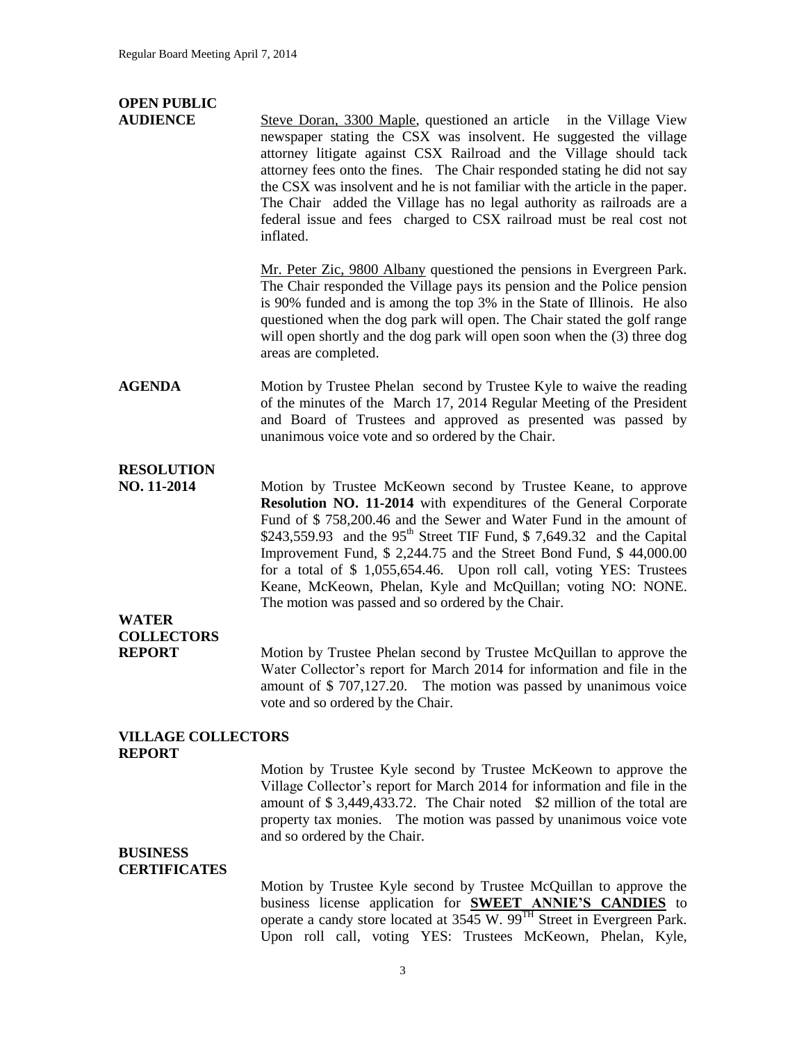**OPEN PUBLIC AUDIENCE**

Steve Doran, 3300 Maple, questioned an article in the Village View newspaper stating the CSX was insolvent. He suggested the village attorney litigate against CSX Railroad and the Village should tack attorney fees onto the fines. The Chair responded stating he did not say the CSX was insolvent and he is not familiar with the article in the paper. The Chair added the Village has no legal authority as railroads are a federal issue and fees charged to CSX railroad must be real cost not inflated.

Mr. Peter Zic, 9800 Albany questioned the pensions in Evergreen Park. The Chair responded the Village pays its pension and the Police pension is 90% funded and is among the top 3% in the State of Illinois. He also questioned when the dog park will open. The Chair stated the golf range will open shortly and the dog park will open soon when the (3) three dog areas are completed.

**AGENDA**

Motion by Trustee Phelan second by Trustee Kyle to waive the reading of the minutes of the March 17, 2014 Regular Meeting of the President and Board of Trustees and approved as presented was passed by unanimous voice vote and so ordered by the Chair.

**RESOLUTION NO. 11-2014**

Motion by Trustee McKeown second by Trustee Keane, to approve **Resolution NO. 11-2014** with expenditures of the General Corporate Fund of $ 758,200.46 and the Sewer and Water Fund in the amount of $243,559.93 and the 95th Street TIF Fund, $ 7,649.32 and the Capital Improvement Fund, $ 2,244.75 and the Street Bond Fund, $ 44,000.00 for a total of $ 1,055,654.46. Upon roll call, voting YES: Trustees Keane, McKeown, Phelan, Kyle and McQuillan; voting NO: NONE. The motion was passed and so ordered by the Chair.

**WATER COLLECTORS REPORT**

Motion by Trustee Phelan second by Trustee McQuillan to approve the Water Collector's report for March 2014 for information and file in the amount of $ 707,127.20. The motion was passed by unanimous voice vote and so ordered by the Chair.

**VILLAGE COLLECTORS REPORT**

Motion by Trustee Kyle second by Trustee McKeown to approve the Village Collector's report for March 2014 for information and file in the amount of $ 3,449,433.72. The Chair noted $2 million of the total are property tax monies. The motion was passed by unanimous voice vote and so ordered by the Chair.

**BUSINESS CERTIFICATES**

Motion by Trustee Kyle second by Trustee McQuillan to approve the business license application for **SWEET ANNIE'S CANDIES** to operate a candy store located at 3545 W. 99TH Street in Evergreen Park. Upon roll call, voting YES: Trustees McKeown, Phelan, Kyle,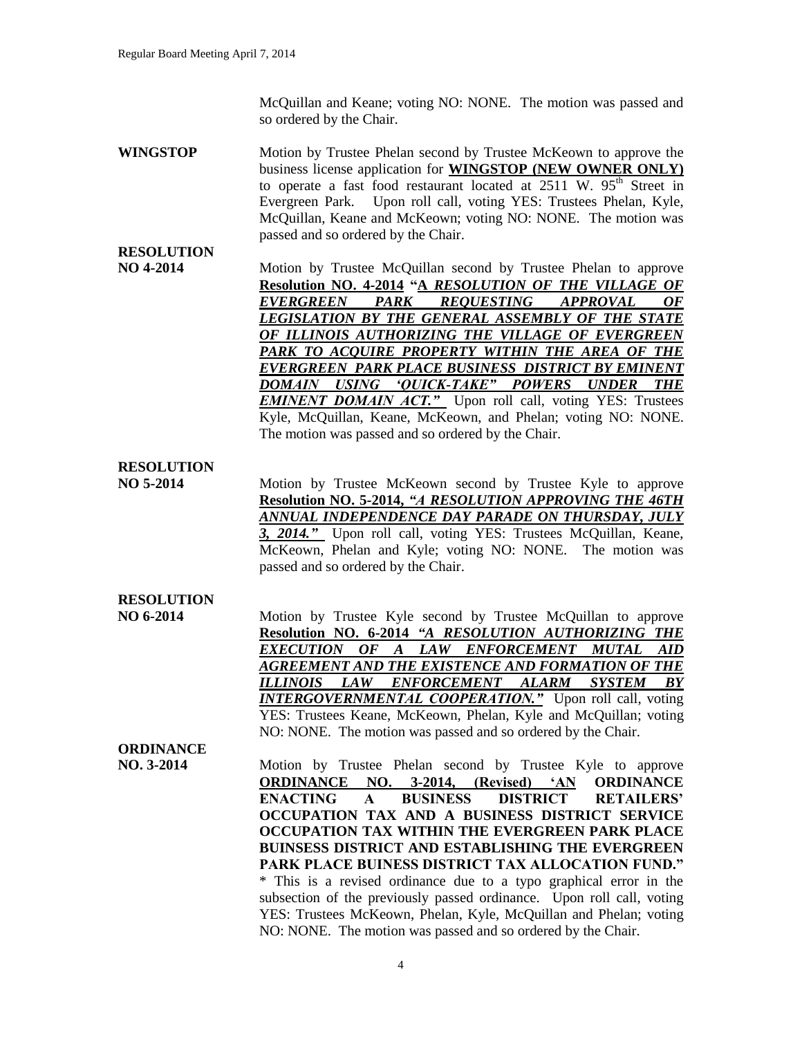McQuillan and Keane; voting NO: NONE. The motion was passed and so ordered by the Chair.

**WINGSTOP**

Motion by Trustee Phelan second by Trustee McKeown to approve the business license application for **WINGSTOP (NEW OWNER ONLY)** to operate a fast food restaurant located at 2511 W. 95th Street in Evergreen Park. Upon roll call, voting YES: Trustees Phelan, Kyle, McQuillan, Keane and McKeown; voting NO: NONE. The motion was passed and so ordered by the Chair.

**RESOLUTION NO 4-2014**

Motion by Trustee McQuillan second by Trustee Phelan to approve **Resolution NO. 4-2014 "*A RESOLUTION OF THE VILLAGE OF EVERGREEN PARK REQUESTING APPROVAL OF LEGISLATION BY THE GENERAL ASSEMBLY OF THE STATE OF ILLINOIS AUTHORIZING THE VILLAGE OF EVERGREEN PARK TO ACQUIRE PROPERTY WITHIN THE AREA OF THE EVERGREEN PARK PLACE BUSINESS DISTRICT BY EMINENT DOMAIN USING 'QUICK-TAKE" POWERS UNDER THE EMINENT DOMAIN ACT."*** Upon roll call, voting YES: Trustees Kyle, McQuillan, Keane, McKeown, and Phelan; voting NO: NONE. The motion was passed and so ordered by the Chair.

**RESOLUTION NO 5-2014**

Motion by Trustee McKeown second by Trustee Kyle to approve **Resolution NO. 5-2014, *"A RESOLUTION APPROVING THE 46TH ANNUAL INDEPENDENCE DAY PARADE ON THURSDAY, JULY 3, 2014."*** Upon roll call, voting YES: Trustees McQuillan, Keane, McKeown, Phelan and Kyle; voting NO: NONE. The motion was passed and so ordered by the Chair.

**RESOLUTION NO 6-2014**

Motion by Trustee Kyle second by Trustee McQuillan to approve **Resolution NO. 6-2014 *"A RESOLUTION AUTHORIZING THE EXECUTION OF A LAW ENFORCEMENT MUTAL AID AGREEMENT AND THE EXISTENCE AND FORMATION OF THE ILLINOIS LAW ENFORCEMENT ALARM SYSTEM BY INTERGOVERNMENTAL COOPERATION."*** Upon roll call, voting YES: Trustees Keane, McKeown, Phelan, Kyle and McQuillan; voting NO: NONE. The motion was passed and so ordered by the Chair.

**ORDINANCE NO. 3-2014**

Motion by Trustee Phelan second by Trustee Kyle to approve **ORDINANCE NO. 3-2014, (Revised) 'AN ORDINANCE ENACTING A BUSINESS DISTRICT RETAILERS' OCCUPATION TAX AND A BUSINESS DISTRICT SERVICE OCCUPATION TAX WITHIN THE EVERGREEN PARK PLACE BUINSESS DISTRICT AND ESTABLISHING THE EVERGREEN PARK PLACE BUINESS DISTRICT TAX ALLOCATION FUND."** * This is a revised ordinance due to a typo graphical error in the subsection of the previously passed ordinance. Upon roll call, voting YES: Trustees McKeown, Phelan, Kyle, McQuillan and Phelan; voting NO: NONE. The motion was passed and so ordered by the Chair.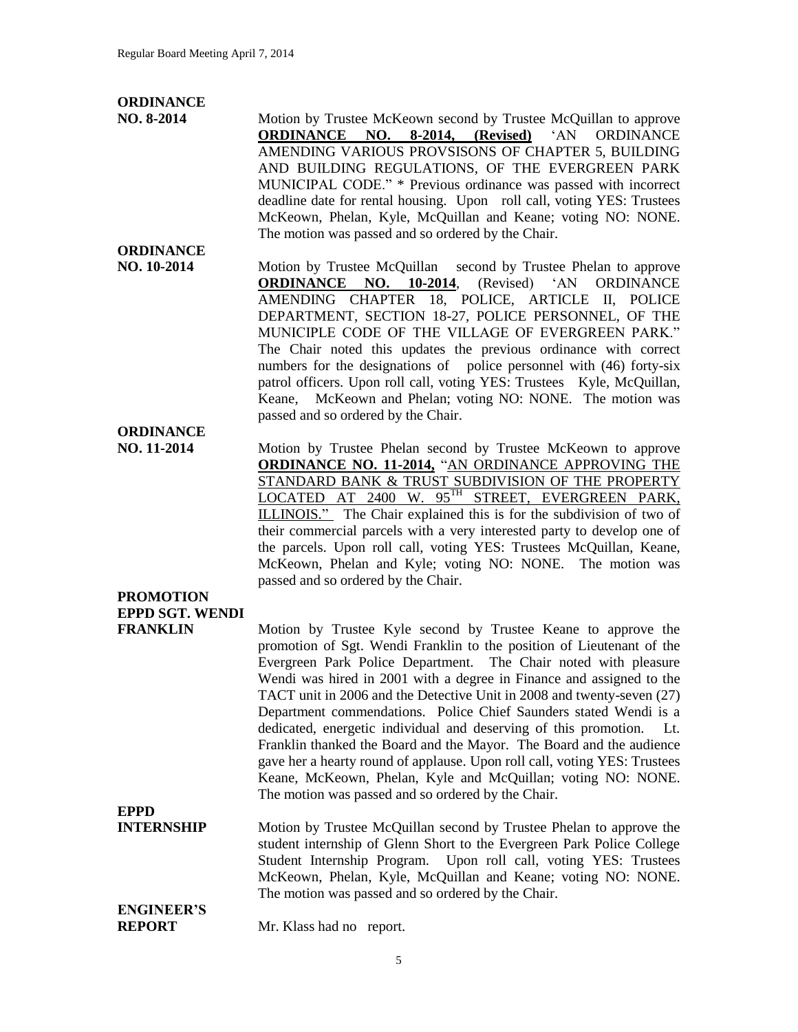**ORDINANCE NO. 8-2014**

Motion by Trustee McKeown second by Trustee McQuillan to approve **ORDINANCE NO. 8-2014, (Revised)** 'AN ORDINANCE AMENDING VARIOUS PROVSISONS OF CHAPTER 5, BUILDING AND BUILDING REGULATIONS, OF THE EVERGREEN PARK MUNICIPAL CODE." * Previous ordinance was passed with incorrect deadline date for rental housing. Upon roll call, voting YES: Trustees McKeown, Phelan, Kyle, McQuillan and Keane; voting NO: NONE. The motion was passed and so ordered by the Chair.

**ORDINANCE NO. 10-2014**

Motion by Trustee McQuillan second by Trustee Phelan to approve **ORDINANCE NO. 10-2014**, (Revised) 'AN ORDINANCE AMENDING CHAPTER 18, POLICE, ARTICLE II, POLICE DEPARTMENT, SECTION 18-27, POLICE PERSONNEL, OF THE MUNICIPLE CODE OF THE VILLAGE OF EVERGREEN PARK." The Chair noted this updates the previous ordinance with correct numbers for the designations of police personnel with (46) forty-six patrol officers. Upon roll call, voting YES: Trustees Kyle, McQuillan, Keane, McKeown and Phelan; voting NO: NONE. The motion was passed and so ordered by the Chair.

**ORDINANCE NO. 11-2014**

Motion by Trustee Phelan second by Trustee McKeown to approve **ORDINANCE NO. 11-2014,** "AN ORDINANCE APPROVING THE STANDARD BANK & TRUST SUBDIVISION OF THE PROPERTY LOCATED AT 2400 W. 95TH STREET, EVERGREEN PARK, ILLINOIS." The Chair explained this is for the subdivision of two of their commercial parcels with a very interested party to develop one of the parcels. Upon roll call, voting YES: Trustees McQuillan, Keane, McKeown, Phelan and Kyle; voting NO: NONE. The motion was passed and so ordered by the Chair.

**PROMOTION EPPD SGT. WENDI FRANKLIN**

Motion by Trustee Kyle second by Trustee Keane to approve the promotion of Sgt. Wendi Franklin to the position of Lieutenant of the Evergreen Park Police Department. The Chair noted with pleasure Wendi was hired in 2001 with a degree in Finance and assigned to the TACT unit in 2006 and the Detective Unit in 2008 and twenty-seven (27) Department commendations. Police Chief Saunders stated Wendi is a dedicated, energetic individual and deserving of this promotion. Lt. Franklin thanked the Board and the Mayor. The Board and the audience gave her a hearty round of applause. Upon roll call, voting YES: Trustees Keane, McKeown, Phelan, Kyle and McQuillan; voting NO: NONE. The motion was passed and so ordered by the Chair.

**EPPD INTERNSHIP**

Motion by Trustee McQuillan second by Trustee Phelan to approve the student internship of Glenn Short to the Evergreen Park Police College Student Internship Program. Upon roll call, voting YES: Trustees McKeown, Phelan, Kyle, McQuillan and Keane; voting NO: NONE. The motion was passed and so ordered by the Chair.

**ENGINEER'S REPORT**

Mr. Klass had no report.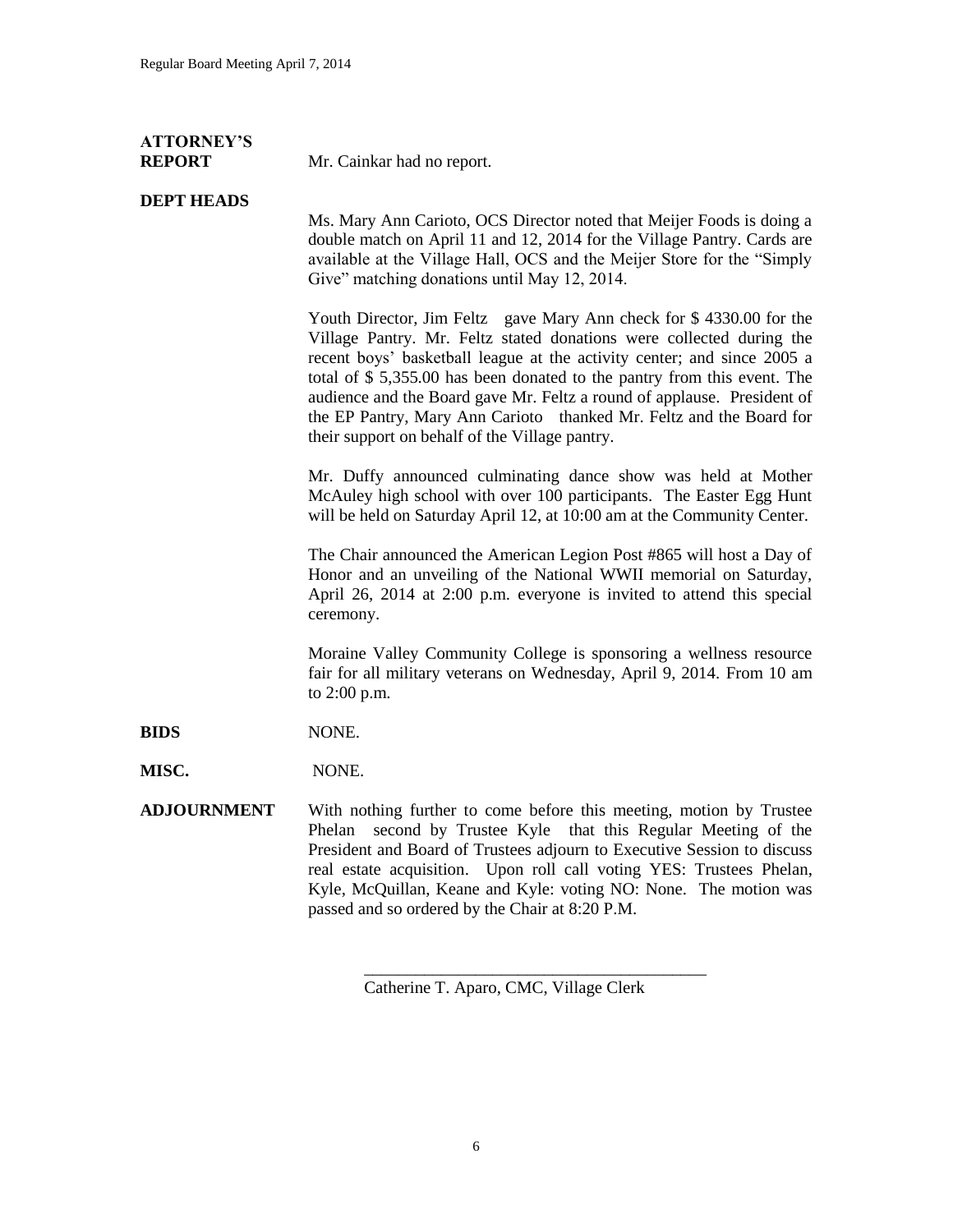**ATTORNEY'S REPORT**

Mr. Cainkar had no report.

**DEPT HEADS**

Ms. Mary Ann Carioto, OCS Director noted that Meijer Foods is doing a double match on April 11 and 12, 2014 for the Village Pantry. Cards are available at the Village Hall, OCS and the Meijer Store for the "Simply Give" matching donations until May 12, 2014.

Youth Director, Jim Feltz gave Mary Ann check for $ 4330.00 for the Village Pantry. Mr. Feltz stated donations were collected during the recent boys' basketball league at the activity center; and since 2005 a total of $ 5,355.00 has been donated to the pantry from this event. The audience and the Board gave Mr. Feltz a round of applause. President of the EP Pantry, Mary Ann Carioto thanked Mr. Feltz and the Board for their support on behalf of the Village pantry.

Mr. Duffy announced culminating dance show was held at Mother McAuley high school with over 100 participants. The Easter Egg Hunt will be held on Saturday April 12, at 10:00 am at the Community Center.

The Chair announced the American Legion Post #865 will host a Day of Honor and an unveiling of the National WWII memorial on Saturday, April 26, 2014 at 2:00 p.m. everyone is invited to attend this special ceremony.

Moraine Valley Community College is sponsoring a wellness resource fair for all military veterans on Wednesday, April 9, 2014. From 10 am to 2:00 p.m.

**BIDS**

NONE.

**MISC.**

NONE.

**ADJOURNMENT**

With nothing further to come before this meeting, motion by Trustee Phelan second by Trustee Kyle that this Regular Meeting of the President and Board of Trustees adjourn to Executive Session to discuss real estate acquisition. Upon roll call voting YES: Trustees Phelan, Kyle, McQuillan, Keane and Kyle: voting NO: None. The motion was passed and so ordered by the Chair at 8:20 P.M.

\_\_\_\_\_\_\_\_\_\_\_\_\_\_\_\_\_\_\_\_\_\_\_\_\_\_\_\_\_\_\_\_\_\_\_\_\_\_\_\_

Catherine T. Aparo, CMC, Village Clerk